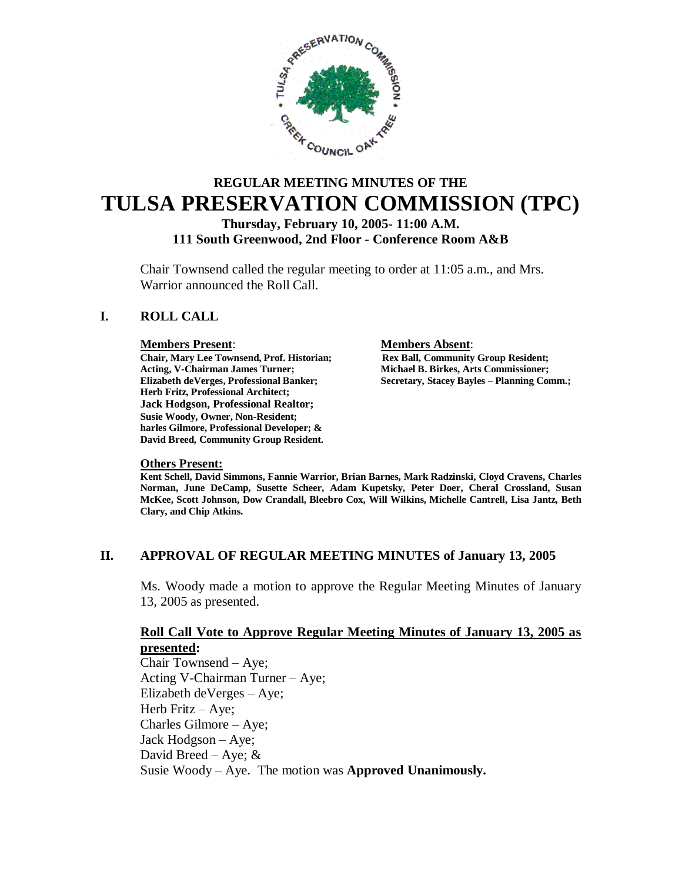# REGULAR MEETING MINUTES OF THE TULSA PRESERVATION COMMISSION (TPC)

**Thursday, February 10, 2005- 11:00 A.M.**
**111 South Greenwood, 2nd Floor - Conference Room A&B**

Chair Townsend called the regular meeting to order at 11:05 a.m., and Mrs. Warrior announced the Roll Call.

## I. ROLL CALL

| **Members Present**: | **Members Absent**: |
|---|---|
| **Chair, Mary Lee Townsend, Prof. Historian;** | **Rex Ball, Community Group Resident;** |
| **Acting, V-Chairman James Turner;** | **Michael B. Birkes, Arts Commissioner;** |
| **Elizabeth deVerges, Professional Banker;** | **Secretary, Stacey Bayles – Planning Comm.;** |
| **Herb Fritz, Professional Architect;** | |
| **Jack Hodgson, Professional Realtor;** | |
| **Susie Woody, Owner, Non-Resident;** | |
| **harles Gilmore, Professional Developer; &** | |
| **David Breed, Community Group Resident.** | |

**Others Present:**

**Kent Schell, David Simmons, Fannie Warrior, Brian Barnes, Mark Radzinski, Cloyd Cravens, Charles Norman, June DeCamp, Susette Scheer, Adam Kupetsky, Peter Doer, Cheral Crossland, Susan McKee, Scott Johnson, Dow Crandall, Bleebro Cox, Will Wilkins, Michelle Cantrell, Lisa Jantz, Beth Clary, and Chip Atkins.**

## II. APPROVAL OF REGULAR MEETING MINUTES of January 13, 2005

Ms. Woody made a motion to approve the Regular Meeting Minutes of January 13, 2005 as presented.

**Roll Call Vote to Approve Regular Meeting Minutes of January 13, 2005 as presented:**

Chair Townsend – Aye;
Acting V-Chairman Turner – Aye;
Elizabeth deVerges – Aye;
Herb Fritz – Aye;
Charles Gilmore – Aye;
Jack Hodgson – Aye;
David Breed – Aye; &
Susie Woody – Aye. The motion was **Approved Unanimously.**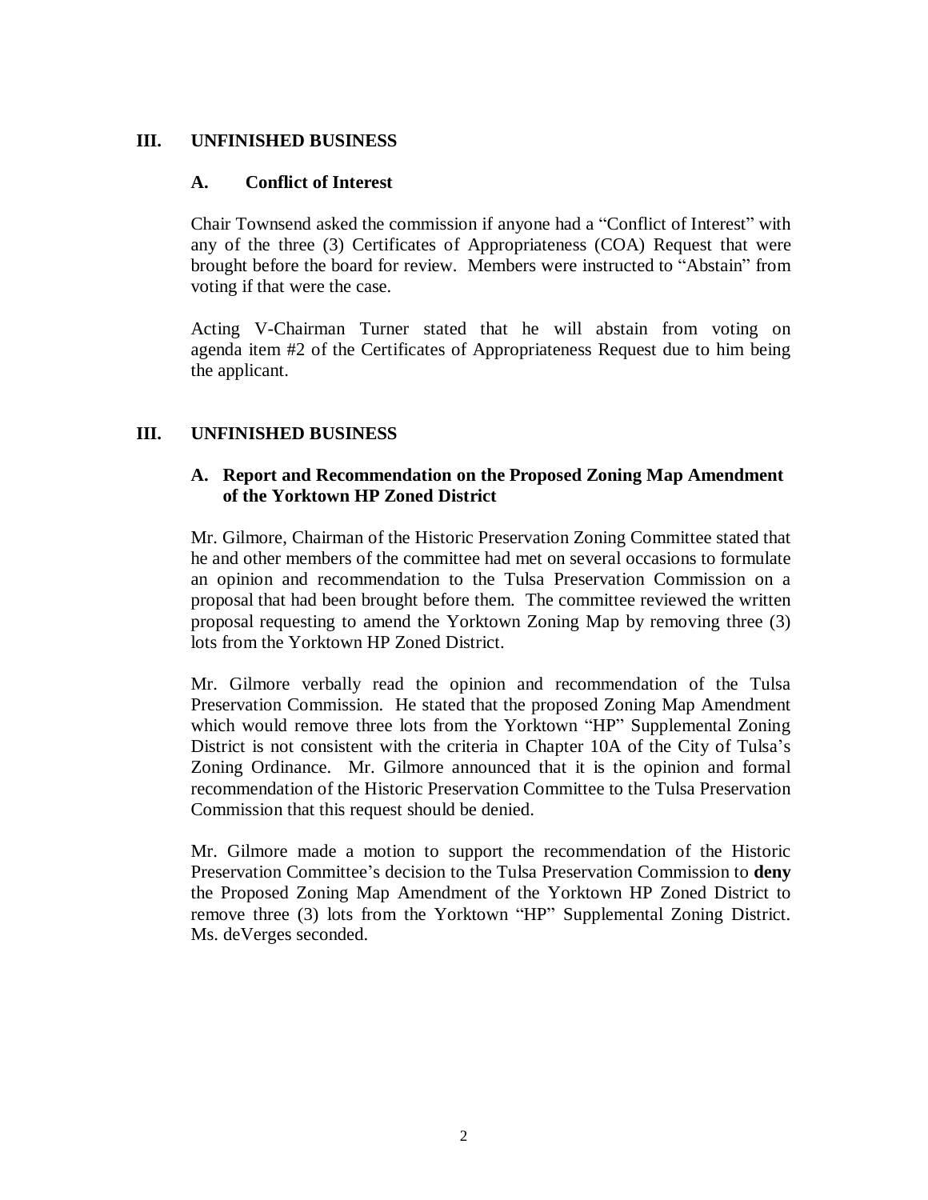## III. UNFINISHED BUSINESS

### A. Conflict of Interest

Chair Townsend asked the commission if anyone had a "Conflict of Interest" with any of the three (3) Certificates of Appropriateness (COA) Request that were brought before the board for review. Members were instructed to "Abstain" from voting if that were the case.

Acting V-Chairman Turner stated that he will abstain from voting on agenda item #2 of the Certificates of Appropriateness Request due to him being the applicant.

## III. UNFINISHED BUSINESS

### A. Report and Recommendation on the Proposed Zoning Map Amendment of the Yorktown HP Zoned District

Mr. Gilmore, Chairman of the Historic Preservation Zoning Committee stated that he and other members of the committee had met on several occasions to formulate an opinion and recommendation to the Tulsa Preservation Commission on a proposal that had been brought before them. The committee reviewed the written proposal requesting to amend the Yorktown Zoning Map by removing three (3) lots from the Yorktown HP Zoned District.

Mr. Gilmore verbally read the opinion and recommendation of the Tulsa Preservation Commission. He stated that the proposed Zoning Map Amendment which would remove three lots from the Yorktown "HP" Supplemental Zoning District is not consistent with the criteria in Chapter 10A of the City of Tulsa's Zoning Ordinance. Mr. Gilmore announced that it is the opinion and formal recommendation of the Historic Preservation Committee to the Tulsa Preservation Commission that this request should be denied.

Mr. Gilmore made a motion to support the recommendation of the Historic Preservation Committee's decision to the Tulsa Preservation Commission to **deny** the Proposed Zoning Map Amendment of the Yorktown HP Zoned District to remove three (3) lots from the Yorktown "HP" Supplemental Zoning District. Ms. deVerges seconded.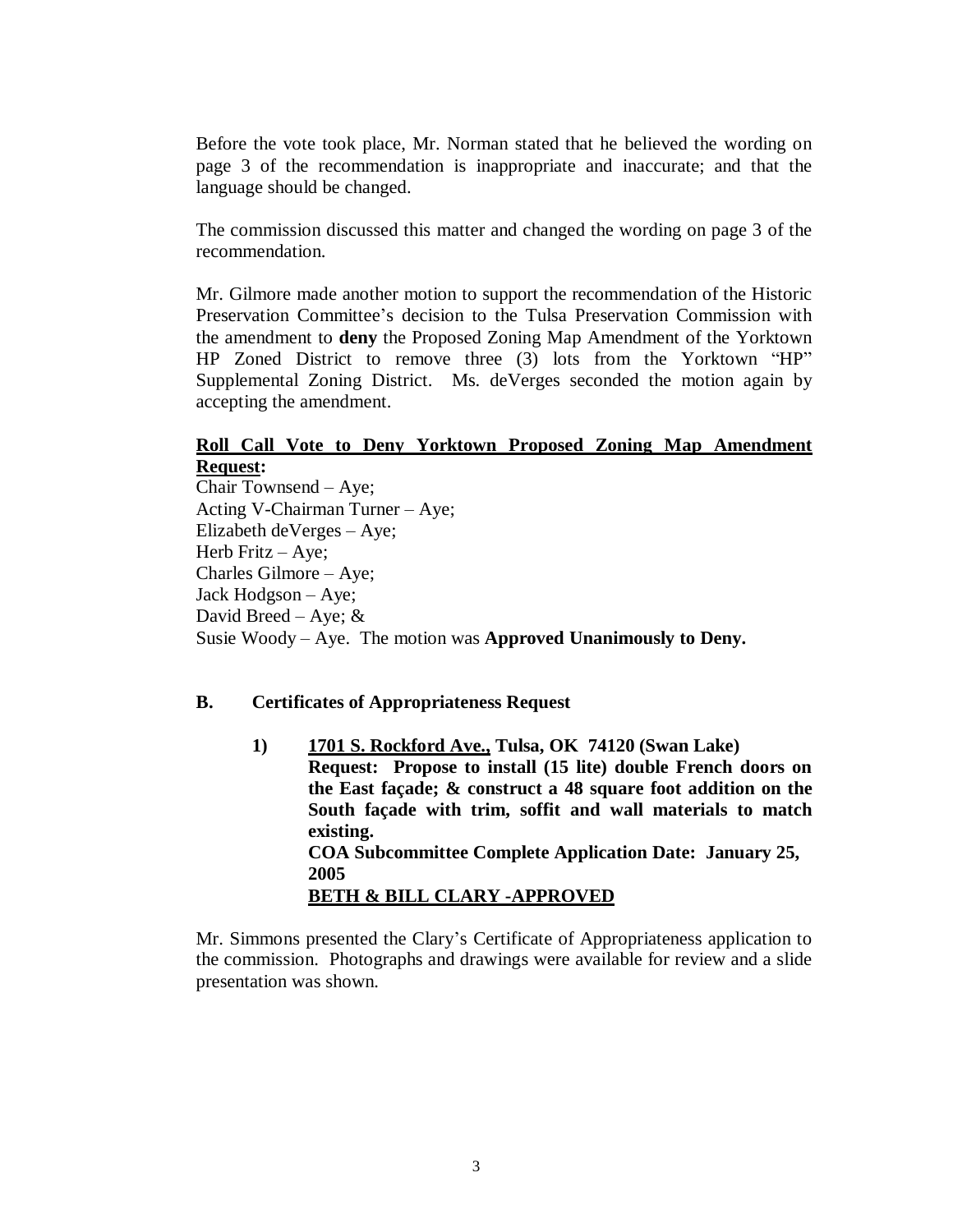Before the vote took place, Mr. Norman stated that he believed the wording on page 3 of the recommendation is inappropriate and inaccurate; and that the language should be changed.

The commission discussed this matter and changed the wording on page 3 of the recommendation.

Mr. Gilmore made another motion to support the recommendation of the Historic Preservation Committee's decision to the Tulsa Preservation Commission with the amendment to **deny** the Proposed Zoning Map Amendment of the Yorktown HP Zoned District to remove three (3) lots from the Yorktown "HP" Supplemental Zoning District. Ms. deVerges seconded the motion again by accepting the amendment.

**Roll Call Vote to Deny Yorktown Proposed Zoning Map Amendment Request:**

Chair Townsend – Aye;
Acting V-Chairman Turner – Aye;
Elizabeth deVerges – Aye;
Herb Fritz – Aye;
Charles Gilmore – Aye;
Jack Hodgson – Aye;
David Breed – Aye; &
Susie Woody – Aye. The motion was **Approved Unanimously to Deny.**

**B. Certificates of Appropriateness Request**

**1) 1701 S. Rockford Ave., Tulsa, OK 74120 (Swan Lake)**
**Request: Propose to install (15 lite) double French doors on the East façade; & construct a 48 square foot addition on the South façade with trim, soffit and wall materials to match existing.**
**COA Subcommittee Complete Application Date: January 25, 2005**
**BETH & BILL CLARY -APPROVED**

Mr. Simmons presented the Clary's Certificate of Appropriateness application to the commission. Photographs and drawings were available for review and a slide presentation was shown.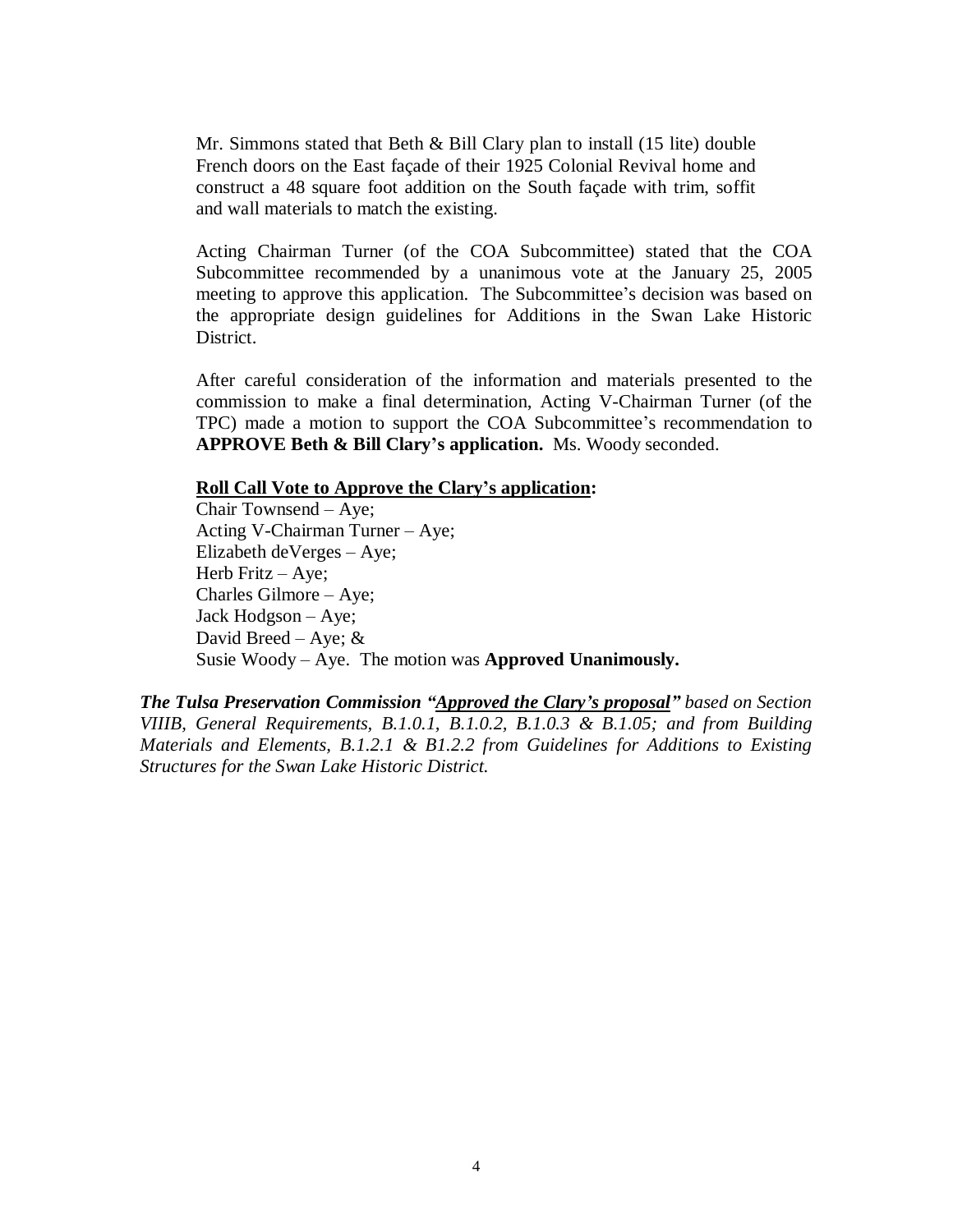Mr. Simmons stated that Beth & Bill Clary plan to install (15 lite) double French doors on the East façade of their 1925 Colonial Revival home and construct a 48 square foot addition on the South façade with trim, soffit and wall materials to match the existing.

Acting Chairman Turner (of the COA Subcommittee) stated that the COA Subcommittee recommended by a unanimous vote at the January 25, 2005 meeting to approve this application. The Subcommittee's decision was based on the appropriate design guidelines for Additions in the Swan Lake Historic District.

After careful consideration of the information and materials presented to the commission to make a final determination, Acting V-Chairman Turner (of the TPC) made a motion to support the COA Subcommittee's recommendation to **APPROVE Beth & Bill Clary's application.** Ms. Woody seconded.

**<u>Roll Call Vote to Approve the Clary's application</u>:**
Chair Townsend – Aye;
Acting V-Chairman Turner – Aye;
Elizabeth deVerges – Aye;
Herb Fritz – Aye;
Charles Gilmore – Aye;
Jack Hodgson – Aye;
David Breed – Aye; &
Susie Woody – Aye. The motion was **Approved Unanimously.**

***The Tulsa Preservation Commission "<u>Approved the Clary's proposal</u>"*** *based on Section VIIIB, General Requirements, B.1.0.1, B.1.0.2, B.1.0.3 & B.1.05; and from Building Materials and Elements, B.1.2.1 & B1.2.2 from Guidelines for Additions to Existing Structures for the Swan Lake Historic District.*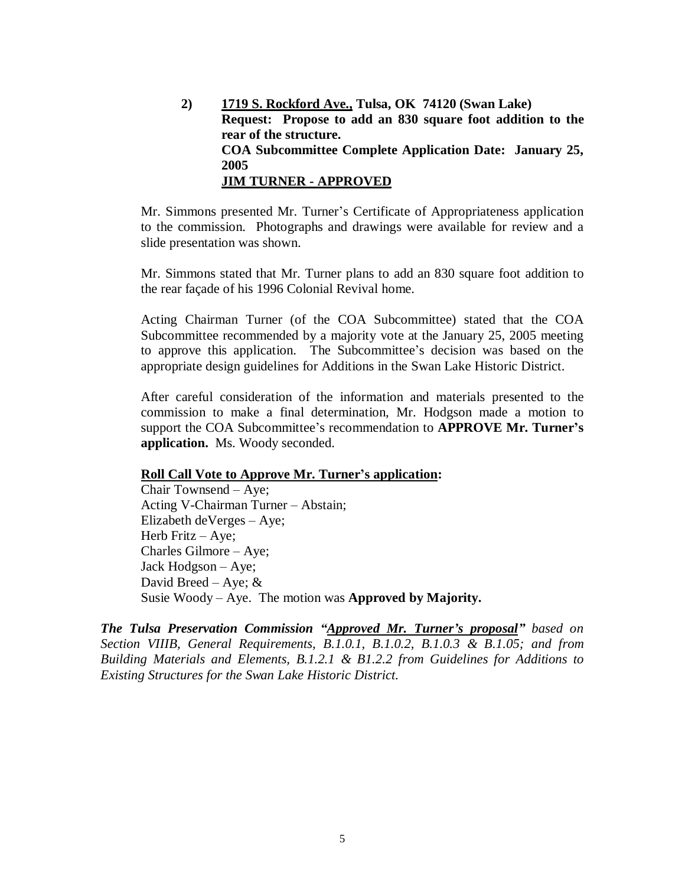**2) <u>1719 S. Rockford Ave.,</u> Tulsa, OK 74120 (Swan Lake)**
**Request: Propose to add an 830 square foot addition to the rear of the structure.**
**COA Subcommittee Complete Application Date: January 25, 2005**
**<u>JIM TURNER - APPROVED</u>**

Mr. Simmons presented Mr. Turner's Certificate of Appropriateness application to the commission. Photographs and drawings were available for review and a slide presentation was shown.

Mr. Simmons stated that Mr. Turner plans to add an 830 square foot addition to the rear façade of his 1996 Colonial Revival home.

Acting Chairman Turner (of the COA Subcommittee) stated that the COA Subcommittee recommended by a majority vote at the January 25, 2005 meeting to approve this application. The Subcommittee's decision was based on the appropriate design guidelines for Additions in the Swan Lake Historic District.

After careful consideration of the information and materials presented to the commission to make a final determination, Mr. Hodgson made a motion to support the COA Subcommittee's recommendation to **APPROVE Mr. Turner's application.** Ms. Woody seconded.

**<u>Roll Call Vote to Approve Mr. Turner's application</u>:**

Chair Townsend – Aye;
Acting V-Chairman Turner – Abstain;
Elizabeth deVerges – Aye;
Herb Fritz – Aye;
Charles Gilmore – Aye;
Jack Hodgson – Aye;
David Breed – Aye; &
Susie Woody – Aye. The motion was **Approved by Majority.**

***The Tulsa Preservation Commission "<u>Approved Mr. Turner's proposal</u>"*** *based on Section VIIIB, General Requirements, B.1.0.1, B.1.0.2, B.1.0.3 & B.1.05; and from Building Materials and Elements, B.1.2.1 & B1.2.2 from Guidelines for Additions to Existing Structures for the Swan Lake Historic District.*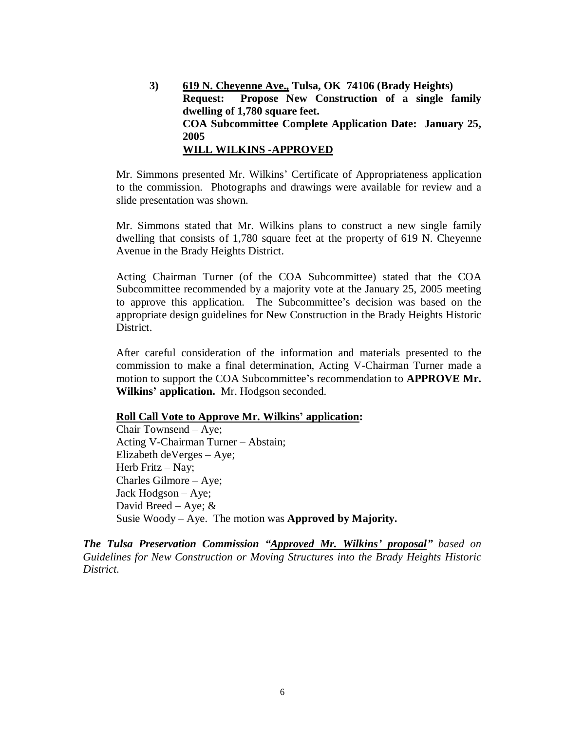**3) <u>619 N. Cheyenne Ave.,</u> Tulsa, OK 74106 (Brady Heights)**
**Request: Propose New Construction of a single family dwelling of 1,780 square feet.**
**COA Subcommittee Complete Application Date: January 25, 2005**
**<u>WILL WILKINS -APPROVED</u>**

Mr. Simmons presented Mr. Wilkins' Certificate of Appropriateness application to the commission. Photographs and drawings were available for review and a slide presentation was shown.

Mr. Simmons stated that Mr. Wilkins plans to construct a new single family dwelling that consists of 1,780 square feet at the property of 619 N. Cheyenne Avenue in the Brady Heights District.

Acting Chairman Turner (of the COA Subcommittee) stated that the COA Subcommittee recommended by a majority vote at the January 25, 2005 meeting to approve this application. The Subcommittee's decision was based on the appropriate design guidelines for New Construction in the Brady Heights Historic District.

After careful consideration of the information and materials presented to the commission to make a final determination, Acting V-Chairman Turner made a motion to support the COA Subcommittee's recommendation to **APPROVE Mr. Wilkins' application.** Mr. Hodgson seconded.

**<u>Roll Call Vote to Approve Mr. Wilkins' application</u>:**
Chair Townsend – Aye;
Acting V-Chairman Turner – Abstain;
Elizabeth deVerges – Aye;
Herb Fritz – Nay;
Charles Gilmore – Aye;
Jack Hodgson – Aye;
David Breed – Aye; &
Susie Woody – Aye. The motion was **Approved by Majority.**

***The Tulsa Preservation Commission "<u>Approved Mr. Wilkins' proposal</u>"*** *based on Guidelines for New Construction or Moving Structures into the Brady Heights Historic District.*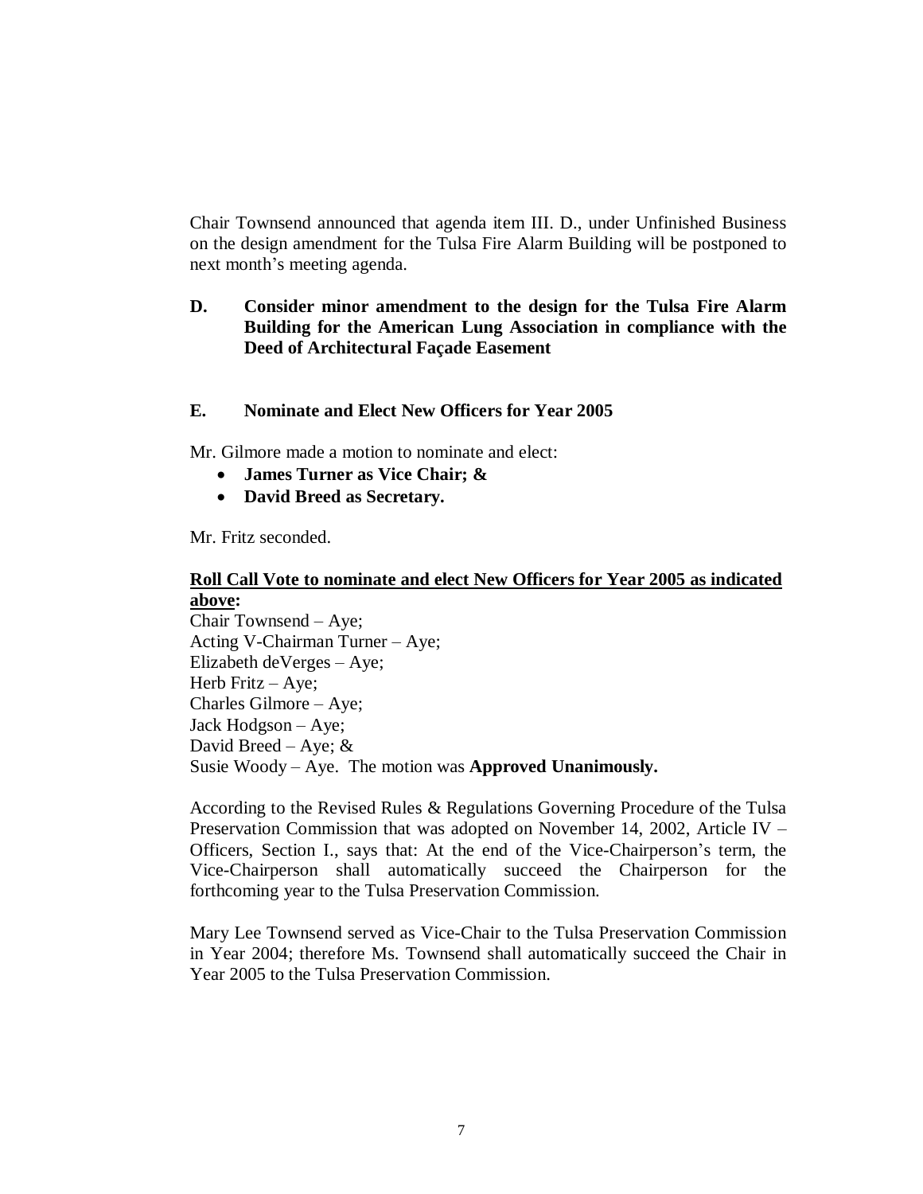Chair Townsend announced that agenda item III. D., under Unfinished Business on the design amendment for the Tulsa Fire Alarm Building will be postponed to next month's meeting agenda.

**D. Consider minor amendment to the design for the Tulsa Fire Alarm Building for the American Lung Association in compliance with the Deed of Architectural Façade Easement**

**E. Nominate and Elect New Officers for Year 2005**

Mr. Gilmore made a motion to nominate and elect:

- **James Turner as Vice Chair; &**
- **David Breed as Secretary.**

Mr. Fritz seconded.

**<u>Roll Call Vote to nominate and elect New Officers for Year 2005 as indicated above</u>:**
Chair Townsend – Aye;
Acting V-Chairman Turner – Aye;
Elizabeth deVerges – Aye;
Herb Fritz – Aye;
Charles Gilmore – Aye;
Jack Hodgson – Aye;
David Breed – Aye; &
Susie Woody – Aye. The motion was **Approved Unanimously.**

According to the Revised Rules & Regulations Governing Procedure of the Tulsa Preservation Commission that was adopted on November 14, 2002, Article IV – Officers, Section I., says that: At the end of the Vice-Chairperson's term, the Vice-Chairperson shall automatically succeed the Chairperson for the forthcoming year to the Tulsa Preservation Commission.

Mary Lee Townsend served as Vice-Chair to the Tulsa Preservation Commission in Year 2004; therefore Ms. Townsend shall automatically succeed the Chair in Year 2005 to the Tulsa Preservation Commission.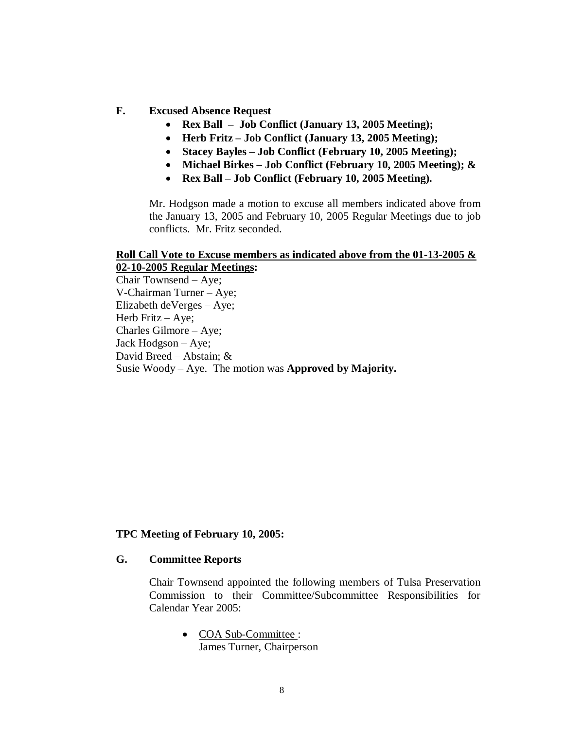**F. Excused Absence Request**

- **Rex Ball – Job Conflict (January 13, 2005 Meeting);**
- **Herb Fritz – Job Conflict (January 13, 2005 Meeting);**
- **Stacey Bayles – Job Conflict (February 10, 2005 Meeting);**
- **Michael Birkes – Job Conflict (February 10, 2005 Meeting); &**
- **Rex Ball – Job Conflict (February 10, 2005 Meeting).**

Mr. Hodgson made a motion to excuse all members indicated above from the January 13, 2005 and February 10, 2005 Regular Meetings due to job conflicts. Mr. Fritz seconded.

**Roll Call Vote to Excuse members as indicated above from the 01-13-2005 & 02-10-2005 Regular Meetings:**

Chair Townsend – Aye;
V-Chairman Turner – Aye;
Elizabeth deVerges – Aye;
Herb Fritz – Aye;
Charles Gilmore – Aye;
Jack Hodgson – Aye;
David Breed – Abstain; &
Susie Woody – Aye. The motion was **Approved by Majority.**

**TPC Meeting of February 10, 2005:**

**G. Committee Reports**

Chair Townsend appointed the following members of Tulsa Preservation Commission to their Committee/Subcommittee Responsibilities for Calendar Year 2005:

- COA Sub-Committee :
  James Turner, Chairperson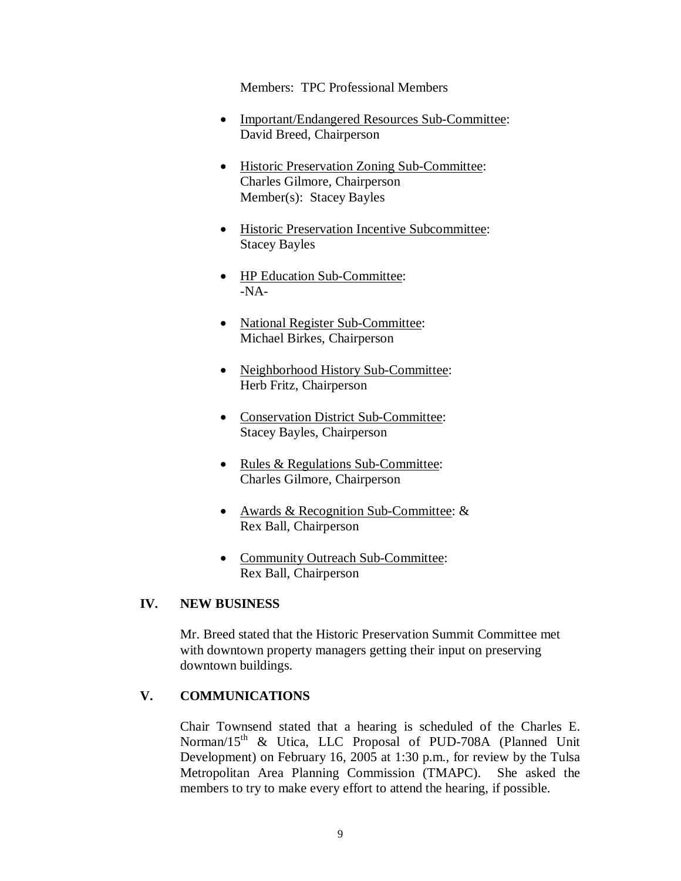Members: TPC Professional Members

- Important/Endangered Resources Sub-Committee:
  David Breed, Chairperson

- Historic Preservation Zoning Sub-Committee:
  Charles Gilmore, Chairperson
  Member(s): Stacey Bayles

- Historic Preservation Incentive Subcommittee:
  Stacey Bayles

- HP Education Sub-Committee:
  -NA-

- National Register Sub-Committee:
  Michael Birkes, Chairperson

- Neighborhood History Sub-Committee:
  Herb Fritz, Chairperson

- Conservation District Sub-Committee:
  Stacey Bayles, Chairperson

- Rules & Regulations Sub-Committee:
  Charles Gilmore, Chairperson

- Awards & Recognition Sub-Committee: &
  Rex Ball, Chairperson

- Community Outreach Sub-Committee:
  Rex Ball, Chairperson

## IV. NEW BUSINESS

Mr. Breed stated that the Historic Preservation Summit Committee met with downtown property managers getting their input on preserving downtown buildings.

## V. COMMUNICATIONS

Chair Townsend stated that a hearing is scheduled of the Charles E. Norman/15th & Utica, LLC Proposal of PUD-708A (Planned Unit Development) on February 16, 2005 at 1:30 p.m., for review by the Tulsa Metropolitan Area Planning Commission (TMAPC). She asked the members to try to make every effort to attend the hearing, if possible.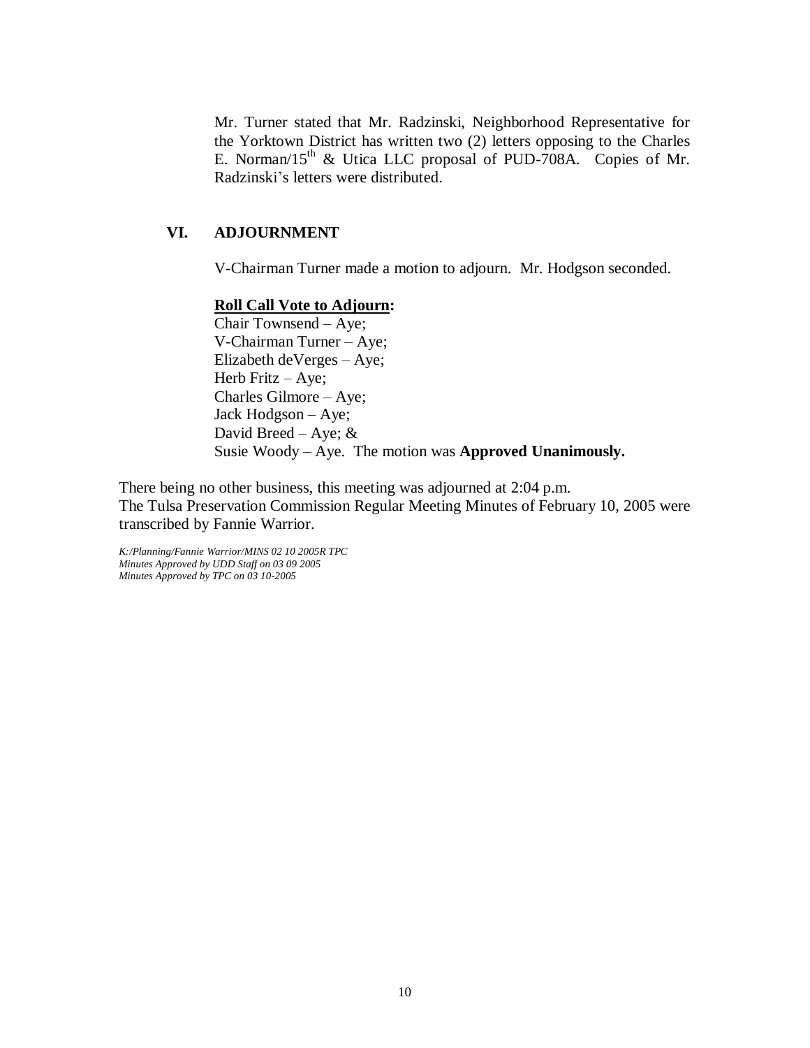Mr. Turner stated that Mr. Radzinski, Neighborhood Representative for the Yorktown District has written two (2) letters opposing to the Charles E. Norman/15th & Utica LLC proposal of PUD-708A. Copies of Mr. Radzinski's letters were distributed.

## VI. ADJOURNMENT

V-Chairman Turner made a motion to adjourn. Mr. Hodgson seconded.

**Roll Call Vote to Adjourn:**
Chair Townsend – Aye;
V-Chairman Turner – Aye;
Elizabeth deVerges – Aye;
Herb Fritz – Aye;
Charles Gilmore – Aye;
Jack Hodgson – Aye;
David Breed – Aye; &
Susie Woody – Aye. The motion was **Approved Unanimously.**

There being no other business, this meeting was adjourned at 2:04 p.m.
The Tulsa Preservation Commission Regular Meeting Minutes of February 10, 2005 were transcribed by Fannie Warrior.

*K:/Planning/Fannie Warrior/MINS 02 10 2005R TPC*
*Minutes Approved by UDD Staff on 03 09 2005*
*Minutes Approved by TPC on 03 10-2005*